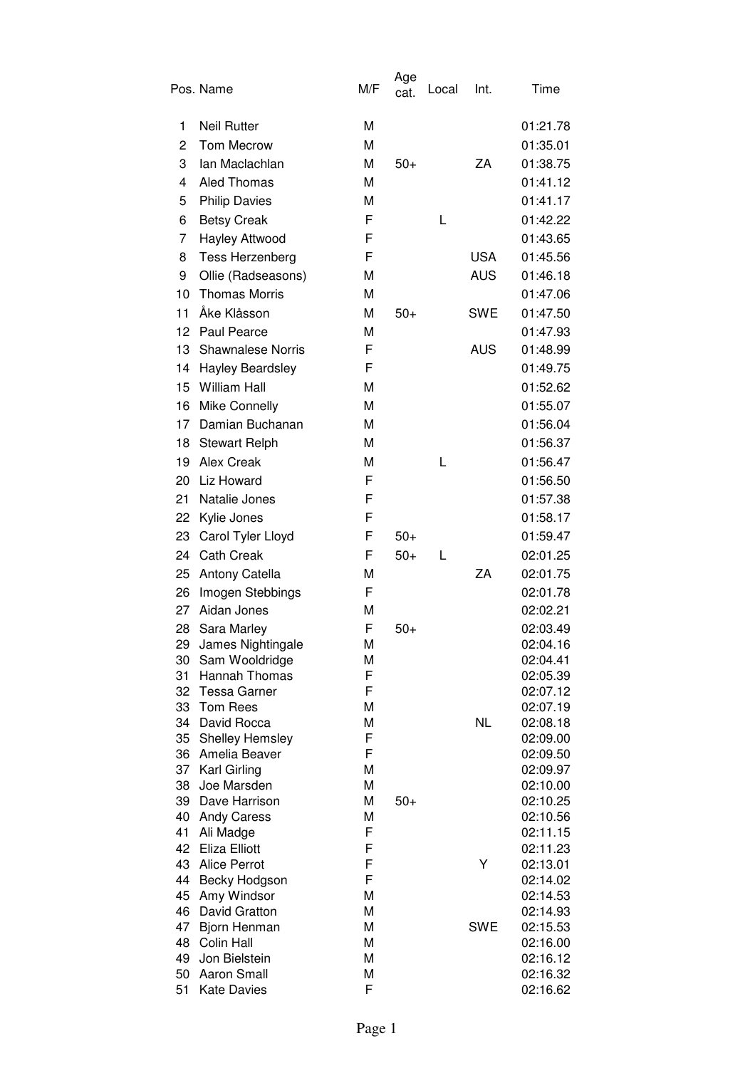| Pos. | Name | M/F | Age cat. | Local | Int. | Time |
|---|---|---|---|---|---|---|
| 1 | Neil Rutter | M | | | | 01:21.78 |
| 2 | Tom Mecrow | M | | | | 01:35.01 |
| 3 | Ian Maclachlan | M | 50+ | | ZA | 01:38.75 |
| 4 | Aled Thomas | M | | | | 01:41.12 |
| 5 | Philip Davies | M | | | | 01:41.17 |
| 6 | Betsy Creak | F | | L | | 01:42.22 |
| 7 | Hayley Attwood | F | | | | 01:43.65 |
| 8 | Tess Herzenberg | F | | | USA | 01:45.56 |
| 9 | Ollie (Radseasons) | M | | | AUS | 01:46.18 |
| 10 | Thomas Morris | M | | | | 01:47.06 |
| 11 | Åke Klåsson | M | 50+ | | SWE | 01:47.50 |
| 12 | Paul Pearce | M | | | | 01:47.93 |
| 13 | Shawnalese Norris | F | | | AUS | 01:48.99 |
| 14 | Hayley Beardsley | F | | | | 01:49.75 |
| 15 | William Hall | M | | | | 01:52.62 |
| 16 | Mike Connelly | M | | | | 01:55.07 |
| 17 | Damian Buchanan | M | | | | 01:56.04 |
| 18 | Stewart Relph | M | | | | 01:56.37 |
| 19 | Alex Creak | M | | L | | 01:56.47 |
| 20 | Liz Howard | F | | | | 01:56.50 |
| 21 | Natalie Jones | F | | | | 01:57.38 |
| 22 | Kylie Jones | F | | | | 01:58.17 |
| 23 | Carol Tyler Lloyd | F | 50+ | | | 01:59.47 |
| 24 | Cath Creak | F | 50+ | L | | 02:01.25 |
| 25 | Antony Catella | M | | | ZA | 02:01.75 |
| 26 | Imogen Stebbings | F | | | | 02:01.78 |
| 27 | Aidan Jones | M | | | | 02:02.21 |
| 28 | Sara Marley | F | 50+ | | | 02:03.49 |
| 29 | James Nightingale | M | | | | 02:04.16 |
| 30 | Sam Wooldridge | M | | | | 02:04.41 |
| 31 | Hannah Thomas | F | | | | 02:05.39 |
| 32 | Tessa Garner | F | | | | 02:07.12 |
| 33 | Tom Rees | M | | | | 02:07.19 |
| 34 | David Rocca | M | | | NL | 02:08.18 |
| 35 | Shelley Hemsley | F | | | | 02:09.00 |
| 36 | Amelia Beaver | F | | | | 02:09.50 |
| 37 | Karl Girling | M | | | | 02:09.97 |
| 38 | Joe Marsden | M | | | | 02:10.00 |
| 39 | Dave Harrison | M | 50+ | | | 02:10.25 |
| 40 | Andy Caress | M | | | | 02:10.56 |
| 41 | Ali Madge | F | | | | 02:11.15 |
| 42 | Eliza Elliott | F | | | | 02:11.23 |
| 43 | Alice Perrot | F | | | Y | 02:13.01 |
| 44 | Becky Hodgson | F | | | | 02:14.02 |
| 45 | Amy Windsor | M | | | | 02:14.53 |
| 46 | David Gratton | M | | | | 02:14.93 |
| 47 | Bjorn Henman | M | | | SWE | 02:15.53 |
| 48 | Colin Hall | M | | | | 02:16.00 |
| 49 | Jon Bielstein | M | | | | 02:16.12 |
| 50 | Aaron Small | M | | | | 02:16.32 |
| 51 | Kate Davies | F | | | | 02:16.62 |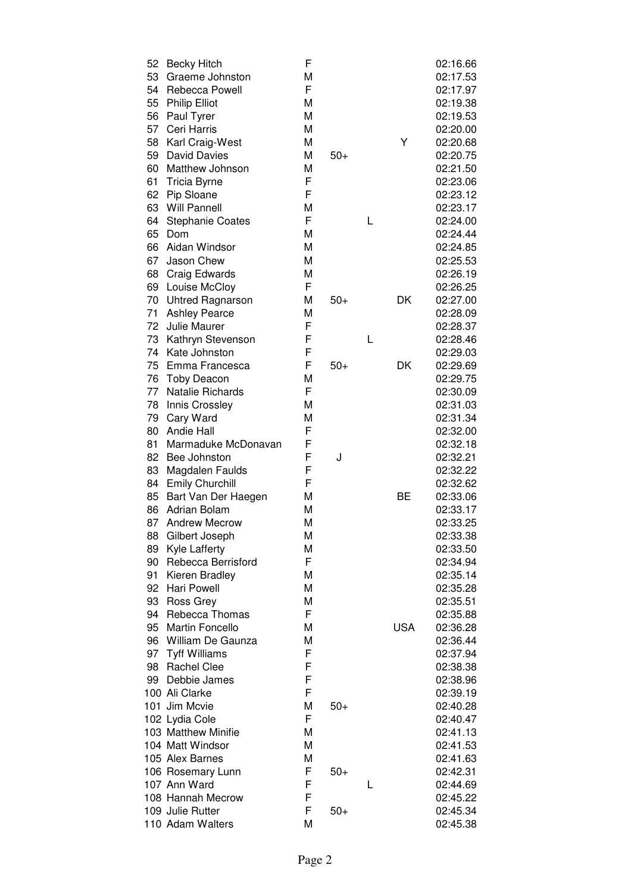| | | | | | | |
|---|---|---|---|---|---|---|
| 52 | Becky Hitch | F | | | | 02:16.66 |
| 53 | Graeme Johnston | M | | | | 02:17.53 |
| 54 | Rebecca Powell | F | | | | 02:17.97 |
| 55 | Philip Elliot | M | | | | 02:19.38 |
| 56 | Paul Tyrer | M | | | | 02:19.53 |
| 57 | Ceri Harris | M | | | | 02:20.00 |
| 58 | Karl Craig-West | M | | | Y | 02:20.68 |
| 59 | David Davies | M | 50+ | | | 02:20.75 |
| 60 | Matthew Johnson | M | | | | 02:21.50 |
| 61 | Tricia Byrne | F | | | | 02:23.06 |
| 62 | Pip Sloane | F | | | | 02:23.12 |
| 63 | Will Pannell | M | | | | 02:23.17 |
| 64 | Stephanie Coates | F | | L | | 02:24.00 |
| 65 | Dom | M | | | | 02:24.44 |
| 66 | Aidan Windsor | M | | | | 02:24.85 |
| 67 | Jason Chew | M | | | | 02:25.53 |
| 68 | Craig Edwards | M | | | | 02:26.19 |
| 69 | Louise McCloy | F | | | | 02:26.25 |
| 70 | Uhtred Ragnarson | M | 50+ | | DK | 02:27.00 |
| 71 | Ashley Pearce | M | | | | 02:28.09 |
| 72 | Julie Maurer | F | | | | 02:28.37 |
| 73 | Kathryn Stevenson | F | | L | | 02:28.46 |
| 74 | Kate Johnston | F | | | | 02:29.03 |
| 75 | Emma Francesca | F | 50+ | | DK | 02:29.69 |
| 76 | Toby Deacon | M | | | | 02:29.75 |
| 77 | Natalie Richards | F | | | | 02:30.09 |
| 78 | Innis Crossley | M | | | | 02:31.03 |
| 79 | Cary Ward | M | | | | 02:31.34 |
| 80 | Andie Hall | F | | | | 02:32.00 |
| 81 | Marmaduke McDonavan | F | | | | 02:32.18 |
| 82 | Bee Johnston | F | J | | | 02:32.21 |
| 83 | Magdalen Faulds | F | | | | 02:32.22 |
| 84 | Emily Churchill | F | | | | 02:32.62 |
| 85 | Bart Van Der Haegen | M | | | BE | 02:33.06 |
| 86 | Adrian Bolam | M | | | | 02:33.17 |
| 87 | Andrew Mecrow | M | | | | 02:33.25 |
| 88 | Gilbert Joseph | M | | | | 02:33.38 |
| 89 | Kyle Lafferty | M | | | | 02:33.50 |
| 90 | Rebecca Berrisford | F | | | | 02:34.94 |
| 91 | Kieren Bradley | M | | | | 02:35.14 |
| 92 | Hari Powell | M | | | | 02:35.28 |
| 93 | Ross Grey | M | | | | 02:35.51 |
| 94 | Rebecca Thomas | F | | | | 02:35.88 |
| 95 | Martin Foncello | M | | | USA | 02:36.28 |
| 96 | William De Gaunza | M | | | | 02:36.44 |
| 97 | Tyff Williams | F | | | | 02:37.94 |
| 98 | Rachel Clee | F | | | | 02:38.38 |
| 99 | Debbie James | F | | | | 02:38.96 |
| 100 | Ali Clarke | F | | | | 02:39.19 |
| 101 | Jim Mcvie | M | 50+ | | | 02:40.28 |
| 102 | Lydia Cole | F | | | | 02:40.47 |
| 103 | Matthew Minifie | M | | | | 02:41.13 |
| 104 | Matt Windsor | M | | | | 02:41.53 |
| 105 | Alex Barnes | M | | | | 02:41.63 |
| 106 | Rosemary Lunn | F | 50+ | | | 02:42.31 |
| 107 | Ann Ward | F | | L | | 02:44.69 |
| 108 | Hannah Mecrow | F | | | | 02:45.22 |
| 109 | Julie Rutter | F | 50+ | | | 02:45.34 |
| 110 | Adam Walters | M | | | | 02:45.38 |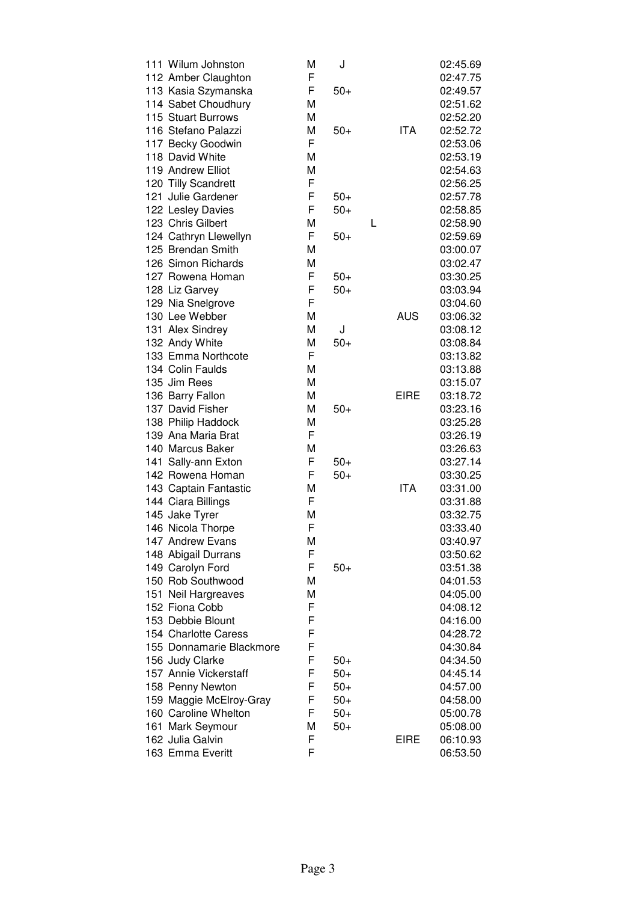| | | | | | | |
|---|---|---|---|---|---|---|
| 111 | Wilum Johnston | M | J | | | 02:45.69 |
| 112 | Amber Claughton | F | | | | 02:47.75 |
| 113 | Kasia Szymanska | F | 50+ | | | 02:49.57 |
| 114 | Sabet Choudhury | M | | | | 02:51.62 |
| 115 | Stuart Burrows | M | | | | 02:52.20 |
| 116 | Stefano Palazzi | M | 50+ | | ITA | 02:52.72 |
| 117 | Becky Goodwin | F | | | | 02:53.06 |
| 118 | David White | M | | | | 02:53.19 |
| 119 | Andrew Elliot | M | | | | 02:54.63 |
| 120 | Tilly Scandrett | F | | | | 02:56.25 |
| 121 | Julie Gardener | F | 50+ | | | 02:57.78 |
| 122 | Lesley Davies | F | 50+ | | | 02:58.85 |
| 123 | Chris Gilbert | M | | L | | 02:58.90 |
| 124 | Cathryn Llewellyn | F | 50+ | | | 02:59.69 |
| 125 | Brendan Smith | M | | | | 03:00.07 |
| 126 | Simon Richards | M | | | | 03:02.47 |
| 127 | Rowena Homan | F | 50+ | | | 03:30.25 |
| 128 | Liz Garvey | F | 50+ | | | 03:03.94 |
| 129 | Nia Snelgrove | F | | | | 03:04.60 |
| 130 | Lee Webber | M | | | AUS | 03:06.32 |
| 131 | Alex Sindrey | M | J | | | 03:08.12 |
| 132 | Andy White | M | 50+ | | | 03:08.84 |
| 133 | Emma Northcote | F | | | | 03:13.82 |
| 134 | Colin Faulds | M | | | | 03:13.88 |
| 135 | Jim Rees | M | | | | 03:15.07 |
| 136 | Barry Fallon | M | | | EIRE | 03:18.72 |
| 137 | David Fisher | M | 50+ | | | 03:23.16 |
| 138 | Philip Haddock | M | | | | 03:25.28 |
| 139 | Ana Maria Brat | F | | | | 03:26.19 |
| 140 | Marcus Baker | M | | | | 03:26.63 |
| 141 | Sally-ann Exton | F | 50+ | | | 03:27.14 |
| 142 | Rowena Homan | F | 50+ | | | 03:30.25 |
| 143 | Captain Fantastic | M | | | ITA | 03:31.00 |
| 144 | Ciara Billings | F | | | | 03:31.88 |
| 145 | Jake Tyrer | M | | | | 03:32.75 |
| 146 | Nicola Thorpe | F | | | | 03:33.40 |
| 147 | Andrew Evans | M | | | | 03:40.97 |
| 148 | Abigail Durrans | F | | | | 03:50.62 |
| 149 | Carolyn Ford | F | 50+ | | | 03:51.38 |
| 150 | Rob Southwood | M | | | | 04:01.53 |
| 151 | Neil Hargreaves | M | | | | 04:05.00 |
| 152 | Fiona Cobb | F | | | | 04:08.12 |
| 153 | Debbie Blount | F | | | | 04:16.00 |
| 154 | Charlotte Caress | F | | | | 04:28.72 |
| 155 | Donnamarie Blackmore | F | | | | 04:30.84 |
| 156 | Judy Clarke | F | 50+ | | | 04:34.50 |
| 157 | Annie Vickerstaff | F | 50+ | | | 04:45.14 |
| 158 | Penny Newton | F | 50+ | | | 04:57.00 |
| 159 | Maggie McElroy-Gray | F | 50+ | | | 04:58.00 |
| 160 | Caroline Whelton | F | 50+ | | | 05:00.78 |
| 161 | Mark Seymour | M | 50+ | | | 05:08.00 |
| 162 | Julia Galvin | F | | | EIRE | 06:10.93 |
| 163 | Emma Everitt | F | | | | 06:53.50 |